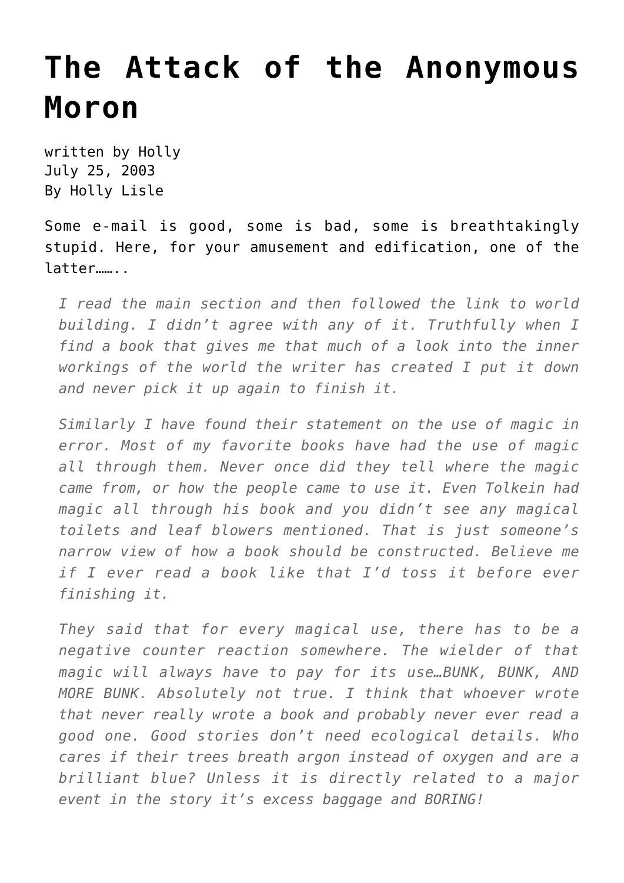# The Attack of the Anonymous Moron

written by Holly
July 25, 2003
By Holly Lisle

Some e-mail is good, some is bad, some is breathtakingly stupid. Here, for your amusement and edification, one of the latter……..

> *I read the main section and then followed the link to world building. I didn't agree with any of it. Truthfully when I find a book that gives me that much of a look into the inner workings of the world the writer has created I put it down and never pick it up again to finish it.*
>
> *Similarly I have found their statement on the use of magic in error. Most of my favorite books have had the use of magic all through them. Never once did they tell where the magic came from, or how the people came to use it. Even Tolkein had magic all through his book and you didn't see any magical toilets and leaf blowers mentioned. That is just someone's narrow view of how a book should be constructed. Believe me if I ever read a book like that I'd toss it before ever finishing it.*
>
> *They said that for every magical use, there has to be a negative counter reaction somewhere. The wielder of that magic will always have to pay for its use…BUNK, BUNK, AND MORE BUNK. Absolutely not true. I think that whoever wrote that never really wrote a book and probably never ever read a good one. Good stories don't need ecological details. Who cares if their trees breath argon instead of oxygen and are a brilliant blue? Unless it is directly related to a major event in the story it's excess baggage and BORING!*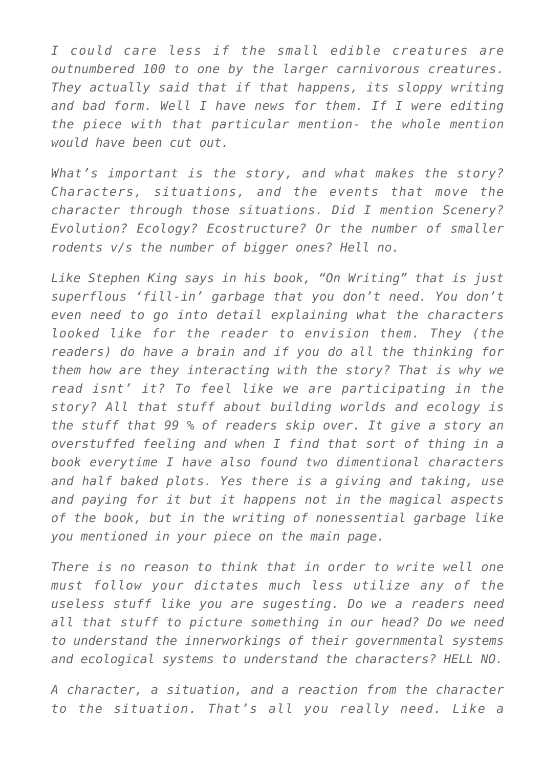*I could care less if the small edible creatures are outnumbered 100 to one by the larger carnivorous creatures. They actually said that if that happens, its sloppy writing and bad form. Well I have news for them. If I were editing the piece with that particular mention- the whole mention would have been cut out.*

*What's important is the story, and what makes the story? Characters, situations, and the events that move the character through those situations. Did I mention Scenery? Evolution? Ecology? Ecostructure? Or the number of smaller rodents v/s the number of bigger ones? Hell no.*

*Like Stephen King says in his book, "On Writing" that is just superflous 'fill-in' garbage that you don't need. You don't even need to go into detail explaining what the characters looked like for the reader to envision them. They (the readers) do have a brain and if you do all the thinking for them how are they interacting with the story? That is why we read isnt' it? To feel like we are participating in the story? All that stuff about building worlds and ecology is the stuff that 99 % of readers skip over. It give a story an overstuffed feeling and when I find that sort of thing in a book everytime I have also found two dimentional characters and half baked plots. Yes there is a giving and taking, use and paying for it but it happens not in the magical aspects of the book, but in the writing of nonessential garbage like you mentioned in your piece on the main page.*

*There is no reason to think that in order to write well one must follow your dictates much less utilize any of the useless stuff like you are sugesting. Do we a readers need all that stuff to picture something in our head? Do we need to understand the innerworkings of their governmental systems and ecological systems to understand the characters? HELL NO.*

*A character, a situation, and a reaction from the character to the situation. That's all you really need. Like a*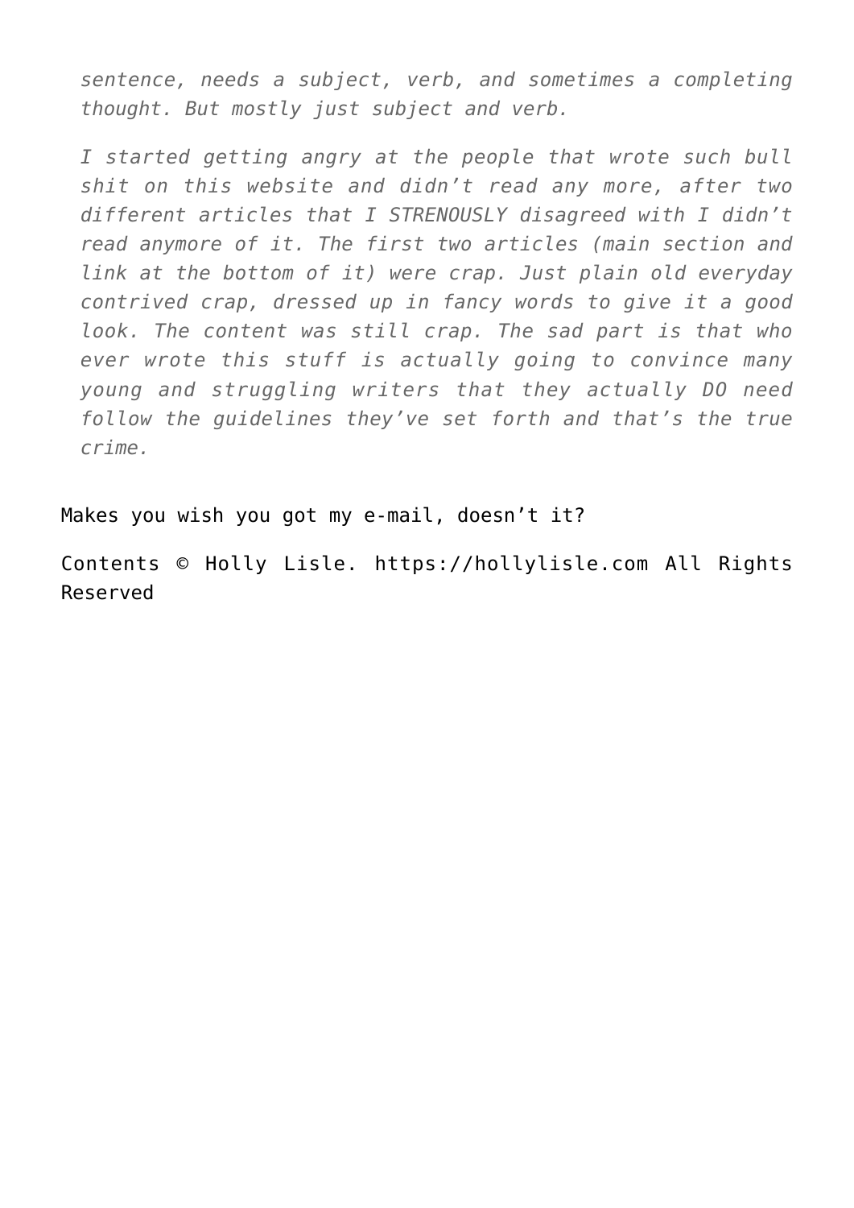*sentence, needs a subject, verb, and sometimes a completing thought. But mostly just subject and verb.*

*I started getting angry at the people that wrote such bull shit on this website and didn't read any more, after two different articles that I STRENOUSLY disagreed with I didn't read anymore of it. The first two articles (main section and link at the bottom of it) were crap. Just plain old everyday contrived crap, dressed up in fancy words to give it a good look. The content was still crap. The sad part is that who ever wrote this stuff is actually going to convince many young and struggling writers that they actually DO need follow the guidelines they've set forth and that's the true crime.*

Makes you wish you got my e-mail, doesn't it?

Contents © Holly Lisle. https://hollylisle.com All Rights Reserved